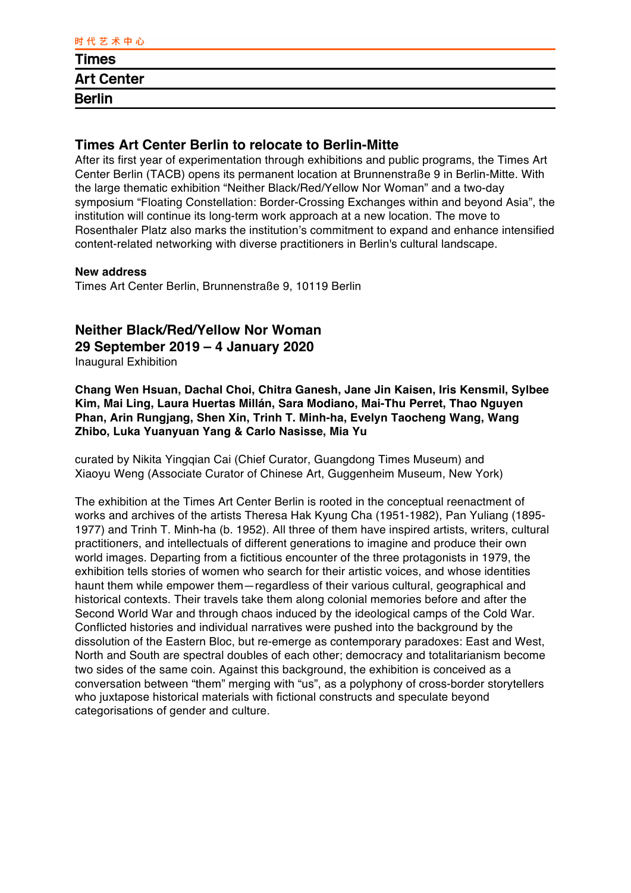时代艺术中心

**Times**
**Art Center**
**Berlin**

## Times Art Center Berlin to relocate to Berlin-Mitte

After its first year of experimentation through exhibitions and public programs, the Times Art Center Berlin (TACB) opens its permanent location at Brunnenstraße 9 in Berlin-Mitte. With the large thematic exhibition "Neither Black/Red/Yellow Nor Woman" and a two-day symposium "Floating Constellation: Border-Crossing Exchanges within and beyond Asia", the institution will continue its long-term work approach at a new location. The move to Rosenthaler Platz also marks the institution's commitment to expand and enhance intensified content-related networking with diverse practitioners in Berlin's cultural landscape.

**New address**
Times Art Center Berlin, Brunnenstraße 9, 10119 Berlin

## Neither Black/Red/Yellow Nor Woman
## 29 September 2019 – 4 January 2020

Inaugural Exhibition

**Chang Wen Hsuan, Dachal Choi, Chitra Ganesh, Jane Jin Kaisen, Iris Kensmil, Sylbee Kim, Mai Ling, Laura Huertas Millán, Sara Modiano, Mai-Thu Perret, Thao Nguyen Phan, Arin Rungjang, Shen Xin, Trinh T. Minh-ha, Evelyn Taocheng Wang, Wang Zhibo, Luka Yuanyuan Yang & Carlo Nasisse, Mia Yu**

curated by Nikita Yingqian Cai (Chief Curator, Guangdong Times Museum) and Xiaoyu Weng (Associate Curator of Chinese Art, Guggenheim Museum, New York)

The exhibition at the Times Art Center Berlin is rooted in the conceptual reenactment of works and archives of the artists Theresa Hak Kyung Cha (1951-1982), Pan Yuliang (1895-1977) and Trinh T. Minh-ha (b. 1952). All three of them have inspired artists, writers, cultural practitioners, and intellectuals of different generations to imagine and produce their own world images. Departing from a fictitious encounter of the three protagonists in 1979, the exhibition tells stories of women who search for their artistic voices, and whose identities haunt them while empower them—regardless of their various cultural, geographical and historical contexts. Their travels take them along colonial memories before and after the Second World War and through chaos induced by the ideological camps of the Cold War. Conflicted histories and individual narratives were pushed into the background by the dissolution of the Eastern Bloc, but re-emerge as contemporary paradoxes: East and West, North and South are spectral doubles of each other; democracy and totalitarianism become two sides of the same coin. Against this background, the exhibition is conceived as a conversation between "them" merging with "us", as a polyphony of cross-border storytellers who juxtapose historical materials with fictional constructs and speculate beyond categorisations of gender and culture.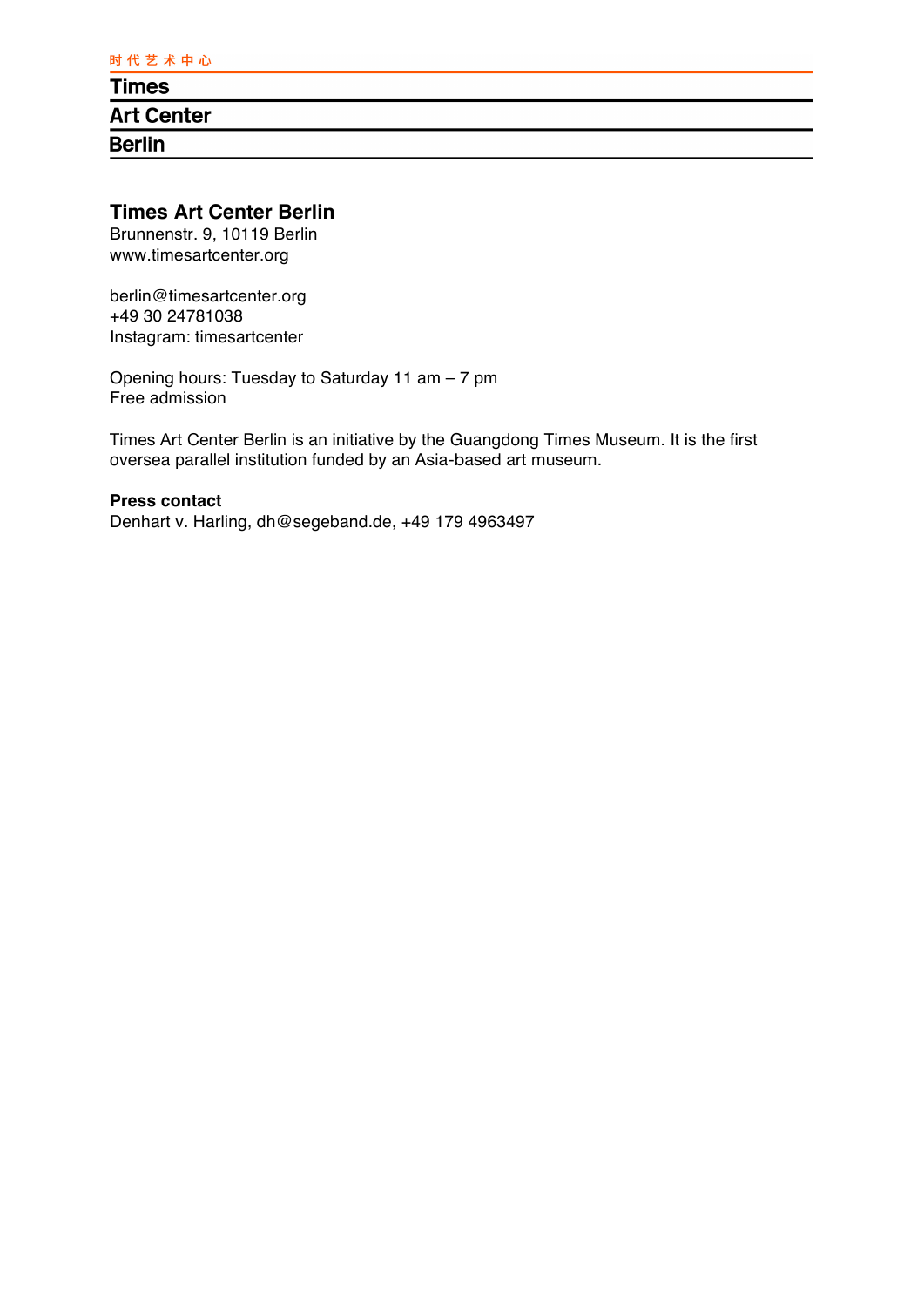时代艺术中心

**Times**
**Art Center**
**Berlin**

## Times Art Center Berlin

Brunnenstr. 9, 10119 Berlin
www.timesartcenter.org

berlin@timesartcenter.org
+49 30 24781038
Instagram: timesartcenter

Opening hours: Tuesday to Saturday 11 am – 7 pm
Free admission

Times Art Center Berlin is an initiative by the Guangdong Times Museum. It is the first oversea parallel institution funded by an Asia-based art museum.

**Press contact**
Denhart v. Harling, dh@segeband.de, +49 179 4963497